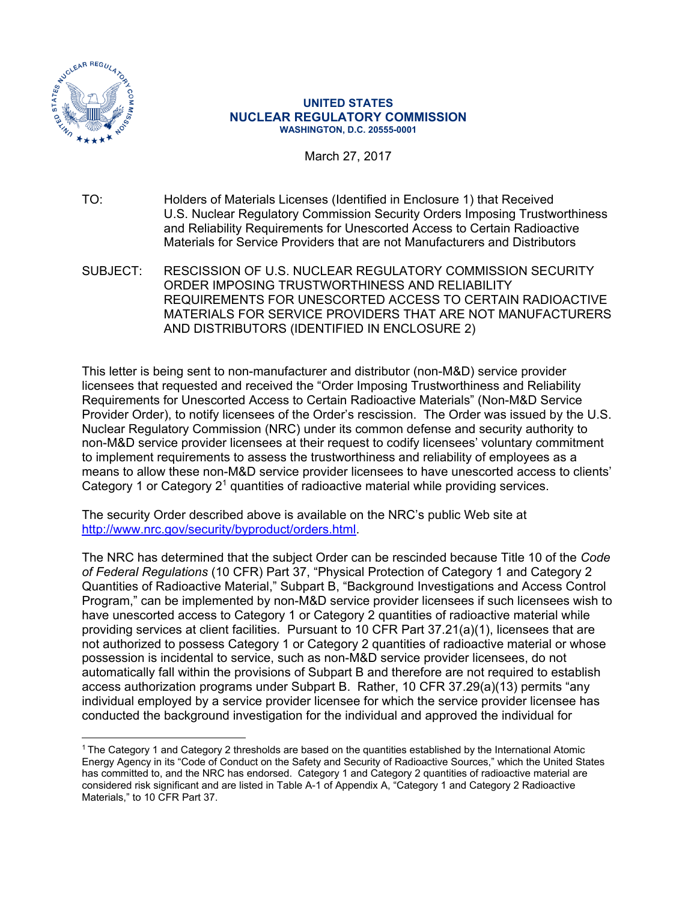**UNITED STATES**
**NUCLEAR REGULATORY COMMISSION**
**WASHINGTON, D.C. 20555-0001**

March 27, 2017

TO: Holders of Materials Licenses (Identified in Enclosure 1) that Received U.S. Nuclear Regulatory Commission Security Orders Imposing Trustworthiness and Reliability Requirements for Unescorted Access to Certain Radioactive Materials for Service Providers that are not Manufacturers and Distributors

SUBJECT: RESCISSION OF U.S. NUCLEAR REGULATORY COMMISSION SECURITY ORDER IMPOSING TRUSTWORTHINESS AND RELIABILITY REQUIREMENTS FOR UNESCORTED ACCESS TO CERTAIN RADIOACTIVE MATERIALS FOR SERVICE PROVIDERS THAT ARE NOT MANUFACTURERS AND DISTRIBUTORS (IDENTIFIED IN ENCLOSURE 2)

This letter is being sent to non-manufacturer and distributor (non-M&D) service provider licensees that requested and received the "Order Imposing Trustworthiness and Reliability Requirements for Unescorted Access to Certain Radioactive Materials" (Non-M&D Service Provider Order), to notify licensees of the Order's rescission. The Order was issued by the U.S. Nuclear Regulatory Commission (NRC) under its common defense and security authority to non-M&D service provider licensees at their request to codify licensees' voluntary commitment to implement requirements to assess the trustworthiness and reliability of employees as a means to allow these non-M&D service provider licensees to have unescorted access to clients' Category 1 or Category 2[1] quantities of radioactive material while providing services.

The security Order described above is available on the NRC's public Web site at http://www.nrc.gov/security/byproduct/orders.html.

The NRC has determined that the subject Order can be rescinded because Title 10 of the *Code of Federal Regulations* (10 CFR) Part 37, "Physical Protection of Category 1 and Category 2 Quantities of Radioactive Material," Subpart B, "Background Investigations and Access Control Program," can be implemented by non-M&D service provider licensees if such licensees wish to have unescorted access to Category 1 or Category 2 quantities of radioactive material while providing services at client facilities. Pursuant to 10 CFR Part 37.21(a)(1), licensees that are not authorized to possess Category 1 or Category 2 quantities of radioactive material or whose possession is incidental to service, such as non-M&D service provider licensees, do not automatically fall within the provisions of Subpart B and therefore are not required to establish access authorization programs under Subpart B. Rather, 10 CFR 37.29(a)(13) permits "any individual employed by a service provider licensee for which the service provider licensee has conducted the background investigation for the individual and approved the individual for

[1] The Category 1 and Category 2 thresholds are based on the quantities established by the International Atomic Energy Agency in its "Code of Conduct on the Safety and Security of Radioactive Sources," which the United States has committed to, and the NRC has endorsed. Category 1 and Category 2 quantities of radioactive material are considered risk significant and are listed in Table A-1 of Appendix A, "Category 1 and Category 2 Radioactive Materials," to 10 CFR Part 37.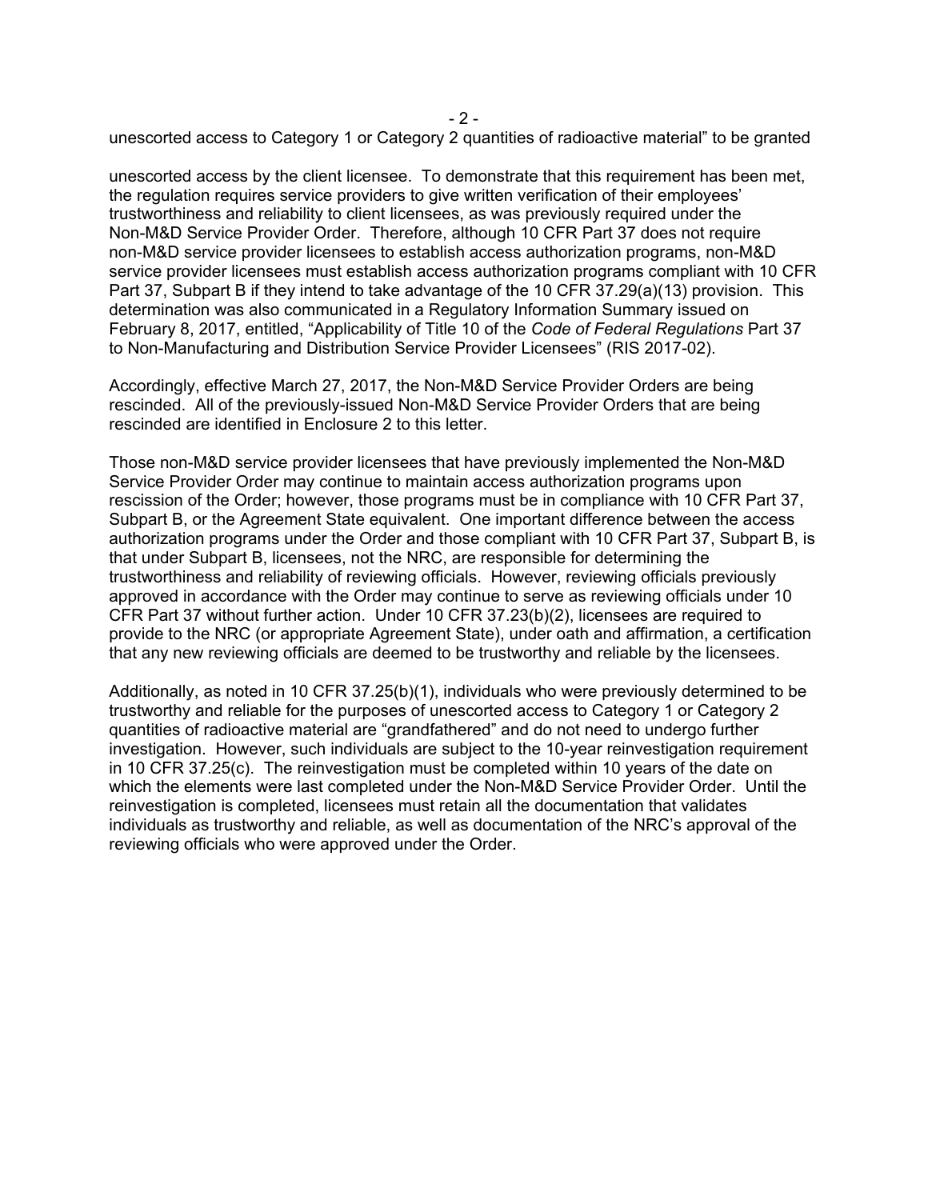unescorted access to Category 1 or Category 2 quantities of radioactive material" to be granted

unescorted access by the client licensee. To demonstrate that this requirement has been met, the regulation requires service providers to give written verification of their employees' trustworthiness and reliability to client licensees, as was previously required under the Non-M&D Service Provider Order. Therefore, although 10 CFR Part 37 does not require non-M&D service provider licensees to establish access authorization programs, non-M&D service provider licensees must establish access authorization programs compliant with 10 CFR Part 37, Subpart B if they intend to take advantage of the 10 CFR 37.29(a)(13) provision. This determination was also communicated in a Regulatory Information Summary issued on February 8, 2017, entitled, "Applicability of Title 10 of the *Code of Federal Regulations* Part 37 to Non-Manufacturing and Distribution Service Provider Licensees" (RIS 2017-02).

Accordingly, effective March 27, 2017, the Non-M&D Service Provider Orders are being rescinded. All of the previously-issued Non-M&D Service Provider Orders that are being rescinded are identified in Enclosure 2 to this letter.

Those non-M&D service provider licensees that have previously implemented the Non-M&D Service Provider Order may continue to maintain access authorization programs upon rescission of the Order; however, those programs must be in compliance with 10 CFR Part 37, Subpart B, or the Agreement State equivalent. One important difference between the access authorization programs under the Order and those compliant with 10 CFR Part 37, Subpart B, is that under Subpart B, licensees, not the NRC, are responsible for determining the trustworthiness and reliability of reviewing officials. However, reviewing officials previously approved in accordance with the Order may continue to serve as reviewing officials under 10 CFR Part 37 without further action. Under 10 CFR 37.23(b)(2), licensees are required to provide to the NRC (or appropriate Agreement State), under oath and affirmation, a certification that any new reviewing officials are deemed to be trustworthy and reliable by the licensees.

Additionally, as noted in 10 CFR 37.25(b)(1), individuals who were previously determined to be trustworthy and reliable for the purposes of unescorted access to Category 1 or Category 2 quantities of radioactive material are "grandfathered" and do not need to undergo further investigation. However, such individuals are subject to the 10-year reinvestigation requirement in 10 CFR 37.25(c). The reinvestigation must be completed within 10 years of the date on which the elements were last completed under the Non-M&D Service Provider Order. Until the reinvestigation is completed, licensees must retain all the documentation that validates individuals as trustworthy and reliable, as well as documentation of the NRC's approval of the reviewing officials who were approved under the Order.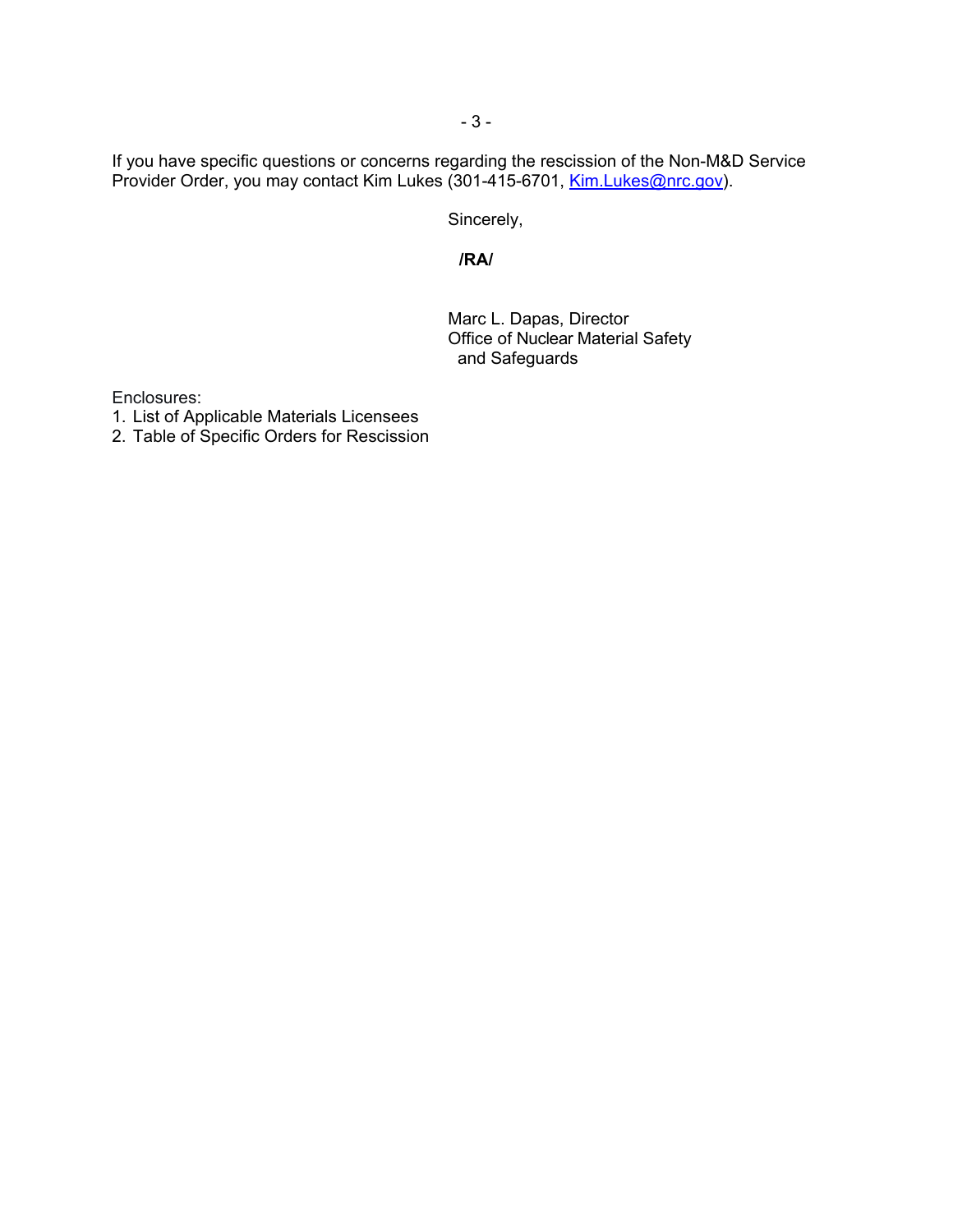If you have specific questions or concerns regarding the rescission of the Non-M&D Service Provider Order, you may contact Kim Lukes (301-415-6701, Kim.Lukes@nrc.gov).

Sincerely,

**/RA/**

Marc L. Dapas, Director
Office of Nuclear Material Safety
and Safeguards

Enclosures:
1. List of Applicable Materials Licensees
2. Table of Specific Orders for Rescission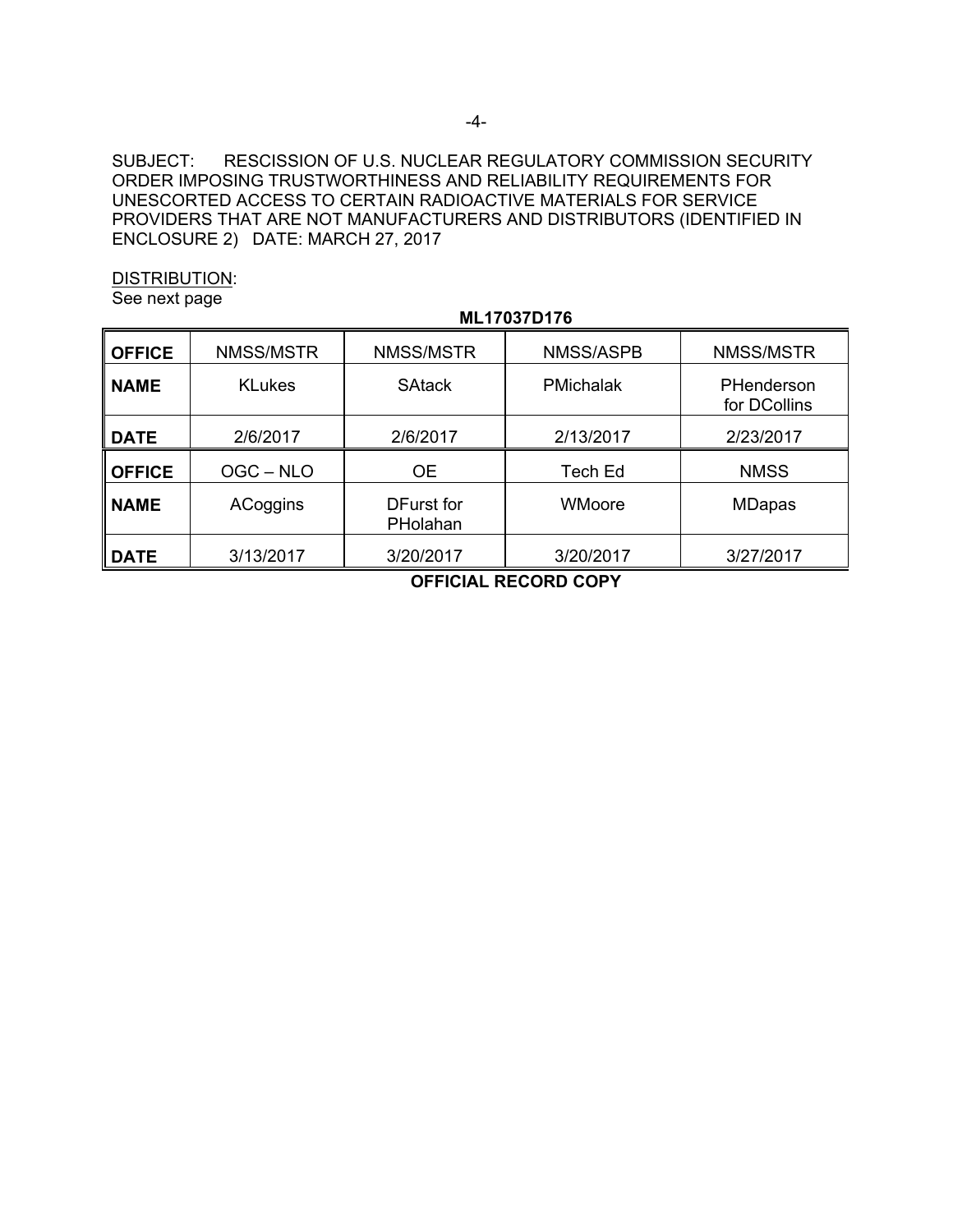SUBJECT: RESCISSION OF U.S. NUCLEAR REGULATORY COMMISSION SECURITY ORDER IMPOSING TRUSTWORTHINESS AND RELIABILITY REQUIREMENTS FOR UNESCORTED ACCESS TO CERTAIN RADIOACTIVE MATERIALS FOR SERVICE PROVIDERS THAT ARE NOT MANUFACTURERS AND DISTRIBUTORS (IDENTIFIED IN ENCLOSURE 2) DATE: MARCH 27, 2017

DISTRIBUTION:
See next page

**ML17037D176**

| **OFFICE** | NMSS/MSTR | NMSS/MSTR | NMSS/ASPB | NMSS/MSTR |
|---|---|---|---|---|
| **NAME** | KLukes | SAtack | PMichalak | PHenderson for DCollins |
| **DATE** | 2/6/2017 | 2/6/2017 | 2/13/2017 | 2/23/2017 |
| **OFFICE** | OGC – NLO | OE | Tech Ed | NMSS |
| **NAME** | ACoggins | DFurst for PHolahan | WMoore | MDapas |
| **DATE** | 3/13/2017 | 3/20/2017 | 3/20/2017 | 3/27/2017 |

**OFFICIAL RECORD COPY**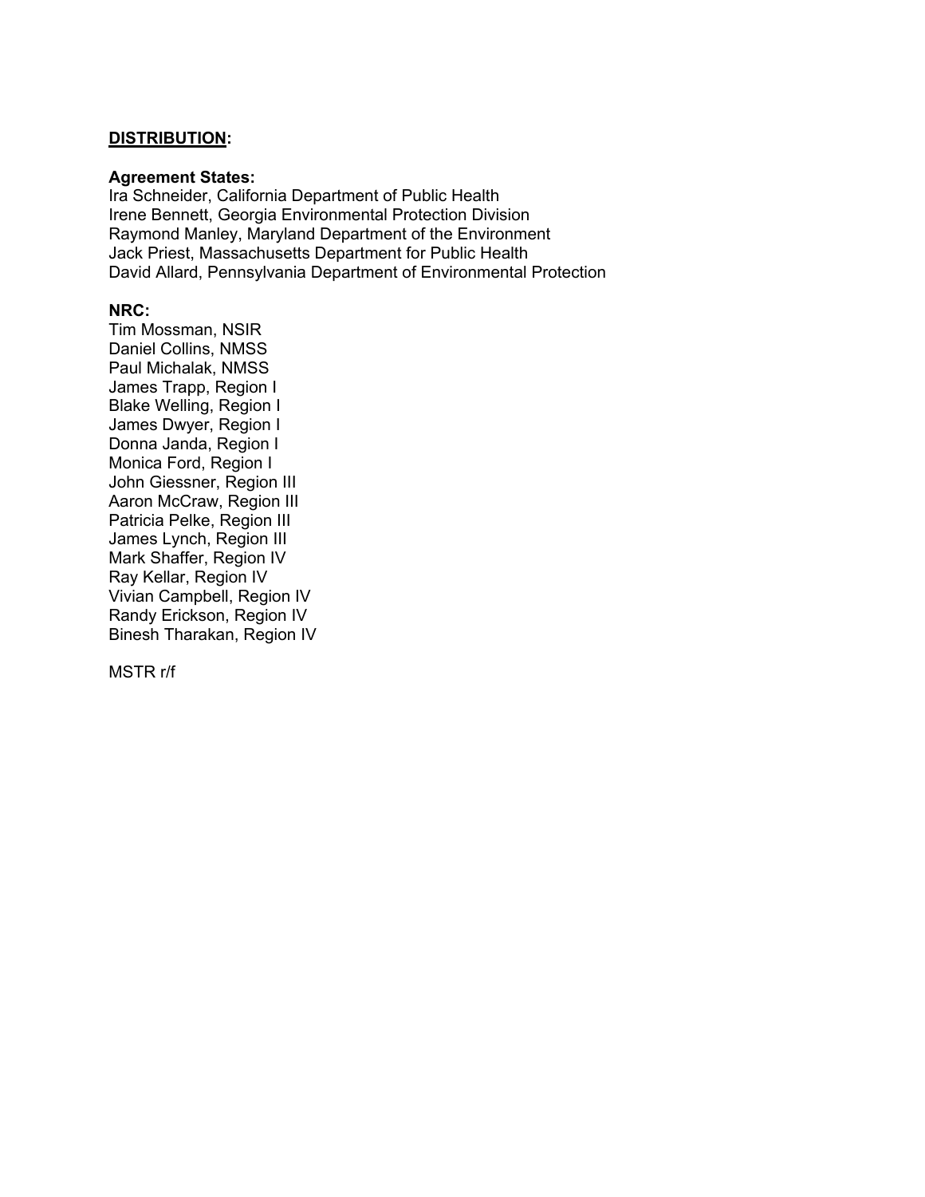**DISTRIBUTION:**

**Agreement States:**
Ira Schneider, California Department of Public Health
Irene Bennett, Georgia Environmental Protection Division
Raymond Manley, Maryland Department of the Environment
Jack Priest, Massachusetts Department for Public Health
David Allard, Pennsylvania Department of Environmental Protection

**NRC:**
Tim Mossman, NSIR
Daniel Collins, NMSS
Paul Michalak, NMSS
James Trapp, Region I
Blake Welling, Region I
James Dwyer, Region I
Donna Janda, Region I
Monica Ford, Region I
John Giessner, Region III
Aaron McCraw, Region III
Patricia Pelke, Region III
James Lynch, Region III
Mark Shaffer, Region IV
Ray Kellar, Region IV
Vivian Campbell, Region IV
Randy Erickson, Region IV
Binesh Tharakan, Region IV

MSTR r/f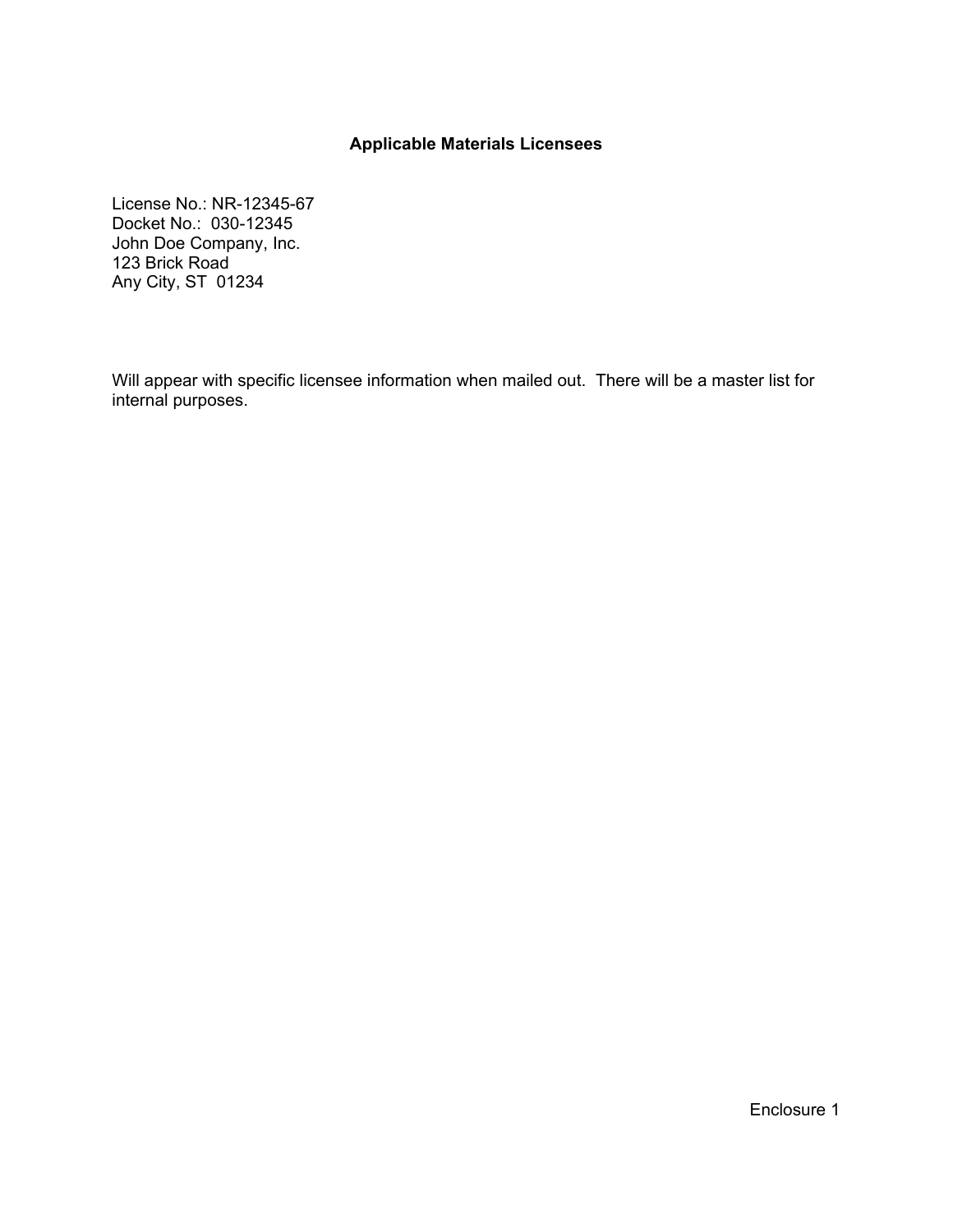**Applicable Materials Licensees**

License No.: NR-12345-67
Docket No.: 030-12345
John Doe Company, Inc.
123 Brick Road
Any City, ST 01234

Will appear with specific licensee information when mailed out. There will be a master list for internal purposes.

Enclosure 1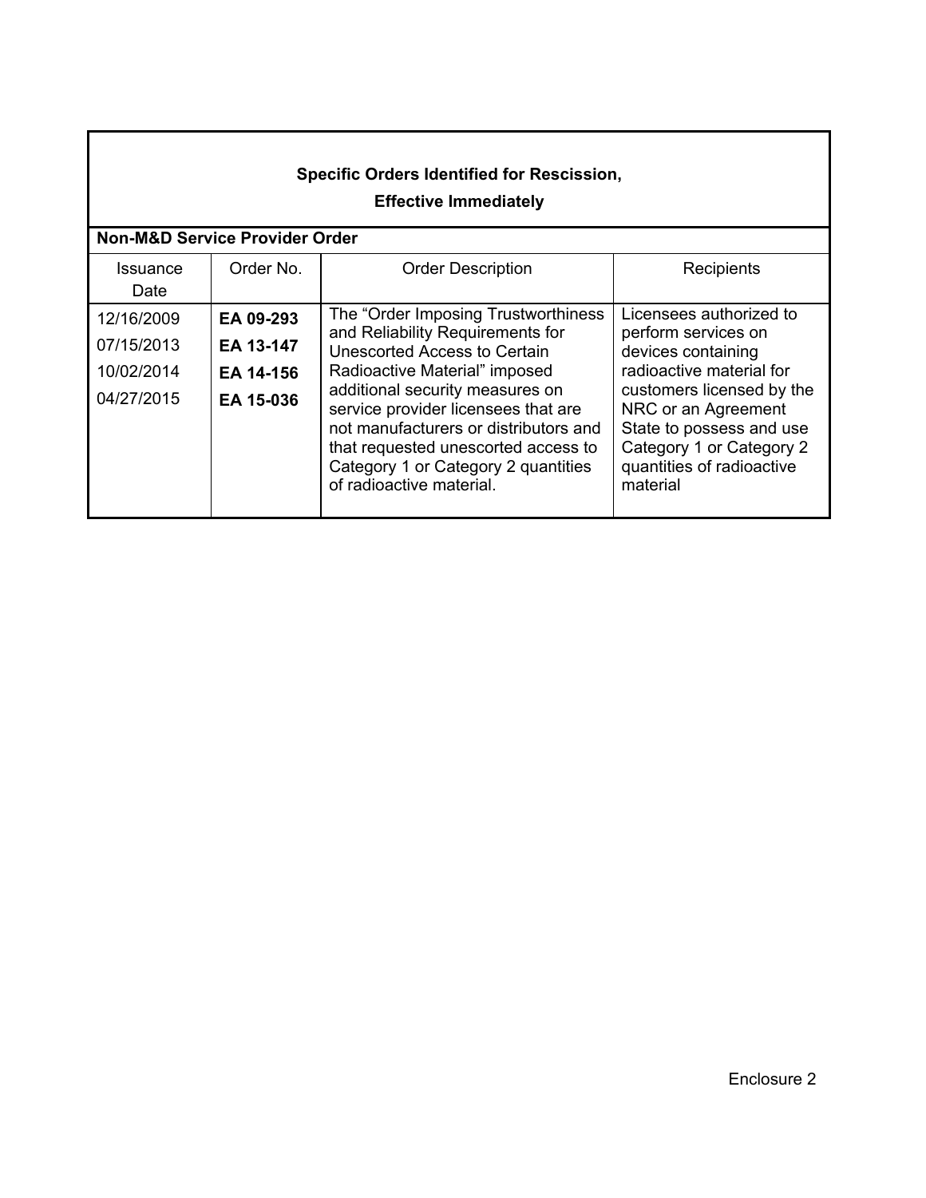| Specific Orders Identified for Rescission, Effective Immediately | | | |
|---|---|---|---|
| **Non-M&D Service Provider Order** | | | |
| Issuance Date | Order No. | Order Description | Recipients |
| 12/16/2009<br>07/15/2013<br>10/02/2014<br>04/27/2015 | **EA 09-293**<br>**EA 13-147**<br>**EA 14-156**<br>**EA 15-036** | The "Order Imposing Trustworthiness and Reliability Requirements for Unescorted Access to Certain Radioactive Material" imposed additional security measures on service provider licensees that are not manufacturers or distributors and that requested unescorted access to Category 1 or Category 2 quantities of radioactive material. | Licensees authorized to perform services on devices containing radioactive material for customers licensed by the NRC or an Agreement State to possess and use Category 1 or Category 2 quantities of radioactive material |

Enclosure 2